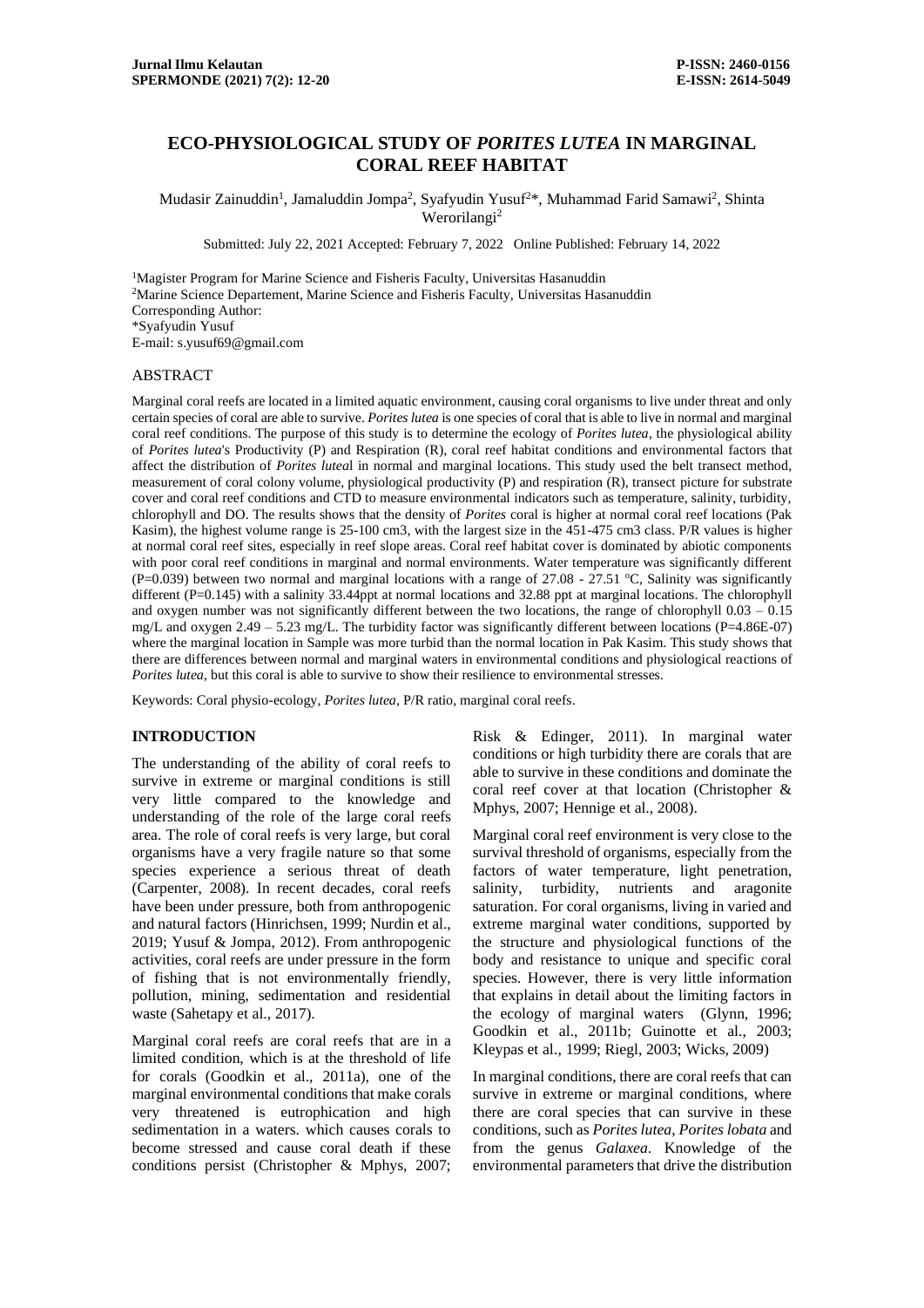# ECO-PHYSIOLOGICAL STUDY OF *PORITES LUTEA* IN MARGINAL CORAL REEF HABITAT

Mudasir Zainuddin[1], Jamaluddin Jompa[2], Syafyudin Yusuf[2]*, Muhammad Farid Samawi[2], Shinta Werorilangi[2]

Submitted: July 22, 2021 Accepted: February 7, 2022 Online Published: February 14, 2022

[1]Magister Program for Marine Science and Fisheris Faculty, Universitas Hasanuddin
[2]Marine Science Departement, Marine Science and Fisheris Faculty, Universitas Hasanuddin
Corresponding Author:
*Syafyudin Yusuf
E-mail: s.yusuf69@gmail.com

## ABSTRACT

Marginal coral reefs are located in a limited aquatic environment, causing coral organisms to live under threat and only certain species of coral are able to survive. *Porites lutea* is one species of coral that is able to live in normal and marginal coral reef conditions. The purpose of this study is to determine the ecology of *Porites lutea*, the physiological ability of *Porites lutea*'s Productivity (P) and Respiration (R), coral reef habitat conditions and environmental factors that affect the distribution of *Porites lutea*l in normal and marginal locations. This study used the belt transect method, measurement of coral colony volume, physiological productivity (P) and respiration (R), transect picture for substrate cover and coral reef conditions and CTD to measure environmental indicators such as temperature, salinity, turbidity, chlorophyll and DO. The results shows that the density of *Porites* coral is higher at normal coral reef locations (Pak Kasim), the highest volume range is 25-100 cm3, with the largest size in the 451-475 cm3 class. P/R values is higher at normal coral reef sites, especially in reef slope areas. Coral reef habitat cover is dominated by abiotic components with poor coral reef conditions in marginal and normal environments. Water temperature was significantly different (P=0.039) between two normal and marginal locations with a range of 27.08 - 27.51 °C, Salinity was significantly different (P=0.145) with a salinity 33.44ppt at normal locations and 32.88 ppt at marginal locations. The chlorophyll and oxygen number was not significantly different between the two locations, the range of chlorophyll 0.03 – 0.15 mg/L and oxygen 2.49 – 5.23 mg/L. The turbidity factor was significantly different between locations (P=4.86E-07) where the marginal location in Sample was more turbid than the normal location in Pak Kasim. This study shows that there are differences between normal and marginal waters in environmental conditions and physiological reactions of *Porites lutea*, but this coral is able to survive to show their resilience to environmental stresses.

Keywords: Coral physio-ecology, *Porites lutea*, P/R ratio, marginal coral reefs.

## INTRODUCTION

The understanding of the ability of coral reefs to survive in extreme or marginal conditions is still very little compared to the knowledge and understanding of the role of the large coral reefs area. The role of coral reefs is very large, but coral organisms have a very fragile nature so that some species experience a serious threat of death (Carpenter, 2008). In recent decades, coral reefs have been under pressure, both from anthropogenic and natural factors (Hinrichsen, 1999; Nurdin et al., 2019; Yusuf & Jompa, 2012). From anthropogenic activities, coral reefs are under pressure in the form of fishing that is not environmentally friendly, pollution, mining, sedimentation and residential waste (Sahetapy et al., 2017).

Marginal coral reefs are coral reefs that are in a limited condition, which is at the threshold of life for corals (Goodkin et al., 2011a), one of the marginal environmental conditions that make corals very threatened is eutrophication and high sedimentation in a waters. which causes corals to become stressed and cause coral death if these conditions persist (Christopher & Mphys, 2007; Risk & Edinger, 2011). In marginal water conditions or high turbidity there are corals that are able to survive in these conditions and dominate the coral reef cover at that location (Christopher & Mphys, 2007; Hennige et al., 2008).

Marginal coral reef environment is very close to the survival threshold of organisms, especially from the factors of water temperature, light penetration, salinity, turbidity, nutrients and aragonite saturation. For coral organisms, living in varied and extreme marginal water conditions, supported by the structure and physiological functions of the body and resistance to unique and specific coral species. However, there is very little information that explains in detail about the limiting factors in the ecology of marginal waters (Glynn, 1996; Goodkin et al., 2011b; Guinotte et al., 2003; Kleypas et al., 1999; Riegl, 2003; Wicks, 2009)

In marginal conditions, there are coral reefs that can survive in extreme or marginal conditions, where there are coral species that can survive in these conditions, such as *Porites lutea*, *Porites lobata* and from the genus *Galaxea*. Knowledge of the environmental parameters that drive the distribution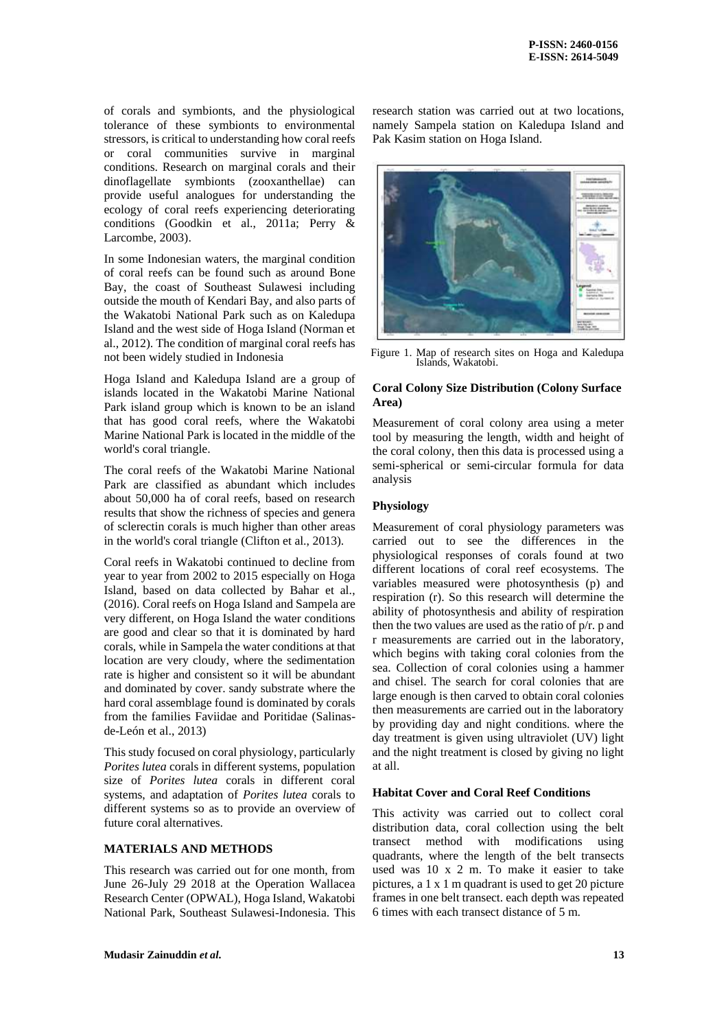of corals and symbionts, and the physiological tolerance of these symbionts to environmental stressors, is critical to understanding how coral reefs or coral communities survive in marginal conditions. Research on marginal corals and their dinoflagellate symbionts (zooxanthellae) can provide useful analogues for understanding the ecology of coral reefs experiencing deteriorating conditions (Goodkin et al., 2011a; Perry & Larcombe, 2003).

In some Indonesian waters, the marginal condition of coral reefs can be found such as around Bone Bay, the coast of Southeast Sulawesi including outside the mouth of Kendari Bay, and also parts of the Wakatobi National Park such as on Kaledupa Island and the west side of Hoga Island (Norman et al., 2012). The condition of marginal coral reefs has not been widely studied in Indonesia

Hoga Island and Kaledupa Island are a group of islands located in the Wakatobi Marine National Park island group which is known to be an island that has good coral reefs, where the Wakatobi Marine National Park is located in the middle of the world's coral triangle.

The coral reefs of the Wakatobi Marine National Park are classified as abundant which includes about 50,000 ha of coral reefs, based on research results that show the richness of species and genera of sclerectin corals is much higher than other areas in the world's coral triangle (Clifton et al., 2013).

Coral reefs in Wakatobi continued to decline from year to year from 2002 to 2015 especially on Hoga Island, based on data collected by Bahar et al., (2016). Coral reefs on Hoga Island and Sampela are very different, on Hoga Island the water conditions are good and clear so that it is dominated by hard corals, while in Sampela the water conditions at that location are very cloudy, where the sedimentation rate is higher and consistent so it will be abundant and dominated by cover. sandy substrate where the hard coral assemblage found is dominated by corals from the families Faviidae and Poritidae (Salinas-de-León et al., 2013)

This study focused on coral physiology, particularly *Porites lutea* corals in different systems, population size of *Porites lutea* corals in different coral systems, and adaptation of *Porites lutea* corals to different systems so as to provide an overview of future coral alternatives.

## MATERIALS AND METHODS

This research was carried out for one month, from June 26-July 29 2018 at the Operation Wallacea Research Center (OPWAL), Hoga Island, Wakatobi National Park, Southeast Sulawesi-Indonesia. This research station was carried out at two locations, namely Sampela station on Kaledupa Island and Pak Kasim station on Hoga Island.

Figure 1. Map of research sites on Hoga and Kaledupa Islands, Wakatobi.

### Coral Colony Size Distribution (Colony Surface Area)

Measurement of coral colony area using a meter tool by measuring the length, width and height of the coral colony, then this data is processed using a semi-spherical or semi-circular formula for data analysis

### Physiology

Measurement of coral physiology parameters was carried out to see the differences in the physiological responses of corals found at two different locations of coral reef ecosystems. The variables measured were photosynthesis (p) and respiration (r). So this research will determine the ability of photosynthesis and ability of respiration then the two values are used as the ratio of p/r. p and r measurements are carried out in the laboratory, which begins with taking coral colonies from the sea. Collection of coral colonies using a hammer and chisel. The search for coral colonies that are large enough is then carved to obtain coral colonies then measurements are carried out in the laboratory by providing day and night conditions. where the day treatment is given using ultraviolet (UV) light and the night treatment is closed by giving no light at all.

### Habitat Cover and Coral Reef Conditions

This activity was carried out to collect coral distribution data, coral collection using the belt transect method with modifications using quadrants, where the length of the belt transects used was 10 x 2 m. To make it easier to take pictures, a 1 x 1 m quadrant is used to get 20 picture frames in one belt transect. each depth was repeated 6 times with each transect distance of 5 m.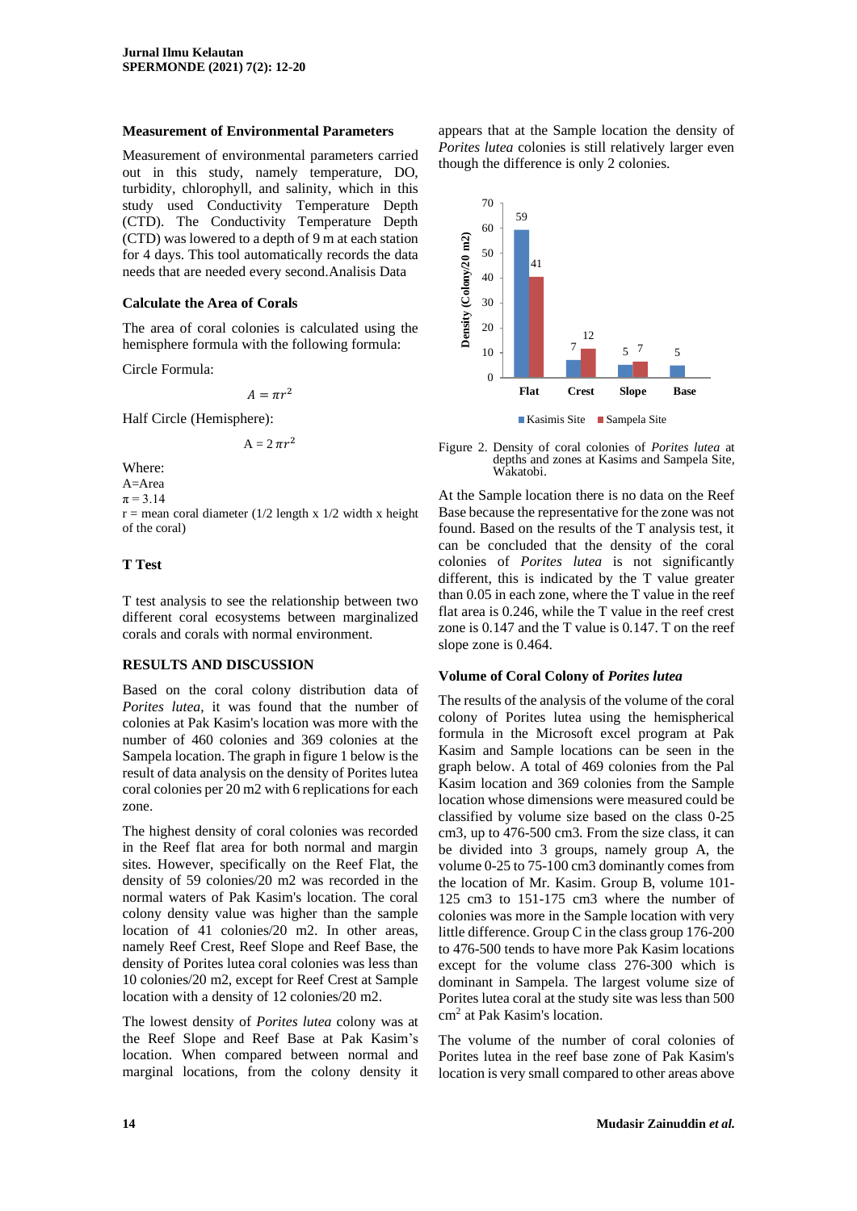### Measurement of Environmental Parameters

Measurement of environmental parameters carried out in this study, namely temperature, DO, turbidity, chlorophyll, and salinity, which in this study used Conductivity Temperature Depth (CTD). The Conductivity Temperature Depth (CTD) was lowered to a depth of 9 m at each station for 4 days. This tool automatically records the data needs that are needed every second.Analisis Data

### Calculate the Area of Corals

The area of coral colonies is calculated using the hemisphere formula with the following formula:

Circle Formula:

$$A = \pi r^2$$

Half Circle (Hemisphere):

$$A = 2\,\pi r^2$$

Where:
A=Area
$\pi = 3.14$
r = mean coral diameter (1/2 length x 1/2 width x height of the coral)

### T Test

T test analysis to see the relationship between two different coral ecosystems between marginalized corals and corals with normal environment.

## RESULTS AND DISCUSSION

Based on the coral colony distribution data of *Porites lutea*, it was found that the number of colonies at Pak Kasim's location was more with the number of 460 colonies and 369 colonies at the Sampela location. The graph in figure 1 below is the result of data analysis on the density of Porites lutea coral colonies per 20 m2 with 6 replications for each zone.

The highest density of coral colonies was recorded in the Reef flat area for both normal and margin sites. However, specifically on the Reef Flat, the density of 59 colonies/20 m2 was recorded in the normal waters of Pak Kasim's location. The coral colony density value was higher than the sample location of 41 colonies/20 m2. In other areas, namely Reef Crest, Reef Slope and Reef Base, the density of Porites lutea coral colonies was less than 10 colonies/20 m2, except for Reef Crest at Sample location with a density of 12 colonies/20 m2.

The lowest density of *Porites lutea* colony was at the Reef Slope and Reef Base at Pak Kasim's location. When compared between normal and marginal locations, from the colony density it appears that at the Sample location the density of *Porites lutea* colonies is still relatively larger even though the difference is only 2 colonies.

| Zone | Kasimis Site | Sampela Site |
|---|---|---|
| Flat | 59 | 41 |
| Crest | 7 | 12 |
| Slope | 5 | 7 |
| Base | 5 | |

Figure 2. Density of coral colonies of *Porites lutea* at depths and zones at Kasims and Sampela Site, Wakatobi.

At the Sample location there is no data on the Reef Base because the representative for the zone was not found. Based on the results of the T analysis test, it can be concluded that the density of the coral colonies of *Porites lutea* is not significantly different, this is indicated by the T value greater than 0.05 in each zone, where the T value in the reef flat area is 0.246, while the T value in the reef crest zone is 0.147 and the T value is 0.147. T on the reef slope zone is 0.464.

### Volume of Coral Colony of *Porites lutea*

The results of the analysis of the volume of the coral colony of Porites lutea using the hemispherical formula in the Microsoft excel program at Pak Kasim and Sample locations can be seen in the graph below. A total of 469 colonies from the Pal Kasim location and 369 colonies from the Sample location whose dimensions were measured could be classified by volume size based on the class 0-25 cm3, up to 476-500 cm3. From the size class, it can be divided into 3 groups, namely group A, the volume 0-25 to 75-100 cm3 dominantly comes from the location of Mr. Kasim. Group B, volume 101-125 cm3 to 151-175 cm3 where the number of colonies was more in the Sample location with very little difference. Group C in the class group 176-200 to 476-500 tends to have more Pak Kasim locations except for the volume class 276-300 which is dominant in Sampela. The largest volume size of Porites lutea coral at the study site was less than 500 $cm^2$ at Pak Kasim's location.

The volume of the number of coral colonies of Porites lutea in the reef base zone of Pak Kasim's location is very small compared to other areas above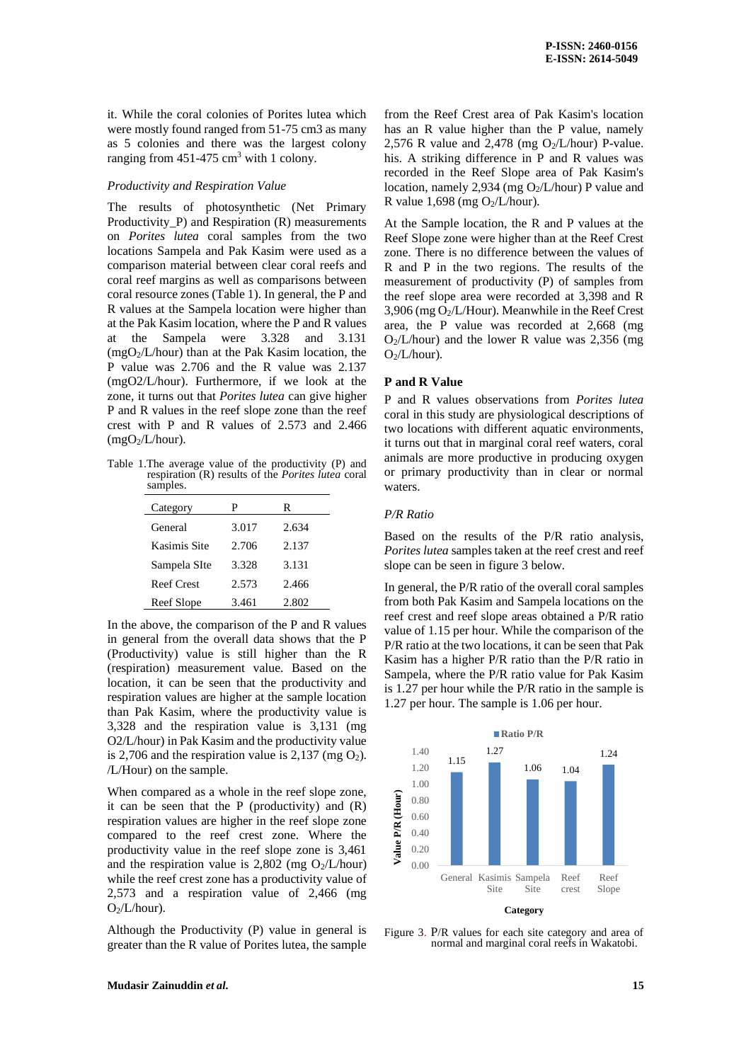it. While the coral colonies of Porites lutea which were mostly found ranged from 51-75 cm3 as many as 5 colonies and there was the largest colony ranging from 451-475 $cm^3$ with 1 colony.

### *Productivity and Respiration Value*

The results of photosynthetic (Net Primary Productivity_P) and Respiration (R) measurements on *Porites lutea* coral samples from the two locations Sampela and Pak Kasim were used as a comparison material between clear coral reefs and coral reef margins as well as comparisons between coral resource zones (Table 1). In general, the P and R values at the Sampela location were higher than at the Pak Kasim location, where the P and R values at the Sampela were 3.328 and 3.131 ($mgO_2$/L/hour) than at the Pak Kasim location, the P value was 2.706 and the R value was 2.137 (mgO2/L/hour). Furthermore, if we look at the zone, it turns out that *Porites lutea* can give higher P and R values in the reef slope zone than the reef crest with P and R values of 2.573 and 2.466 ($mgO_2$/L/hour).

Table 1.The average value of the productivity (P) and respiration (R) results of the *Porites lutea* coral samples.

| Category | P | R |
|---|---|---|
| General | 3.017 | 2.634 |
| Kasimis Site | 2.706 | 2.137 |
| Sampela SIte | 3.328 | 3.131 |
| Reef Crest | 2.573 | 2.466 |
| Reef Slope | 3.461 | 2.802 |

In the above, the comparison of the P and R values in general from the overall data shows that the P (Productivity) value is still higher than the R (respiration) measurement value. Based on the location, it can be seen that the productivity and respiration values are higher at the sample location than Pak Kasim, where the productivity value is 3,328 and the respiration value is 3,131 (mg O2/L/hour) in Pak Kasim and the productivity value is 2,706 and the respiration value is 2,137 (mg $O_2$). /L/Hour) on the sample.

When compared as a whole in the reef slope zone, it can be seen that the P (productivity) and (R) respiration values are higher in the reef slope zone compared to the reef crest zone. Where the productivity value in the reef slope zone is 3,461 and the respiration value is 2,802 (mg $O_2$/L/hour) while the reef crest zone has a productivity value of 2,573 and a respiration value of 2,466 (mg $O_2$/L/hour).

Although the Productivity (P) value in general is greater than the R value of Porites lutea, the sample from the Reef Crest area of Pak Kasim's location has an R value higher than the P value, namely 2,576 R value and 2,478 (mg $O_2$/L/hour) P-value. his. A striking difference in P and R values was recorded in the Reef Slope area of Pak Kasim's location, namely 2,934 (mg $O_2$/L/hour) P value and R value 1,698 (mg $O_2$/L/hour).

At the Sample location, the R and P values at the Reef Slope zone were higher than at the Reef Crest zone. There is no difference between the values of R and P in the two regions. The results of the measurement of productivity (P) of samples from the reef slope area were recorded at 3,398 and R 3,906 (mg $O_2$/L/Hour). Meanwhile in the Reef Crest area, the P value was recorded at 2,668 (mg $O_2$/L/hour) and the lower R value was 2,356 (mg $O_2$/L/hour).

### P and R Value

P and R values observations from *Porites lutea* coral in this study are physiological descriptions of two locations with different aquatic environments, it turns out that in marginal coral reef waters, coral animals are more productive in producing oxygen or primary productivity than in clear or normal waters.

### *P/R Ratio*

Based on the results of the P/R ratio analysis, *Porites lutea* samples taken at the reef crest and reef slope can be seen in figure 3 below.

In general, the P/R ratio of the overall coral samples from both Pak Kasim and Sampela locations on the reef crest and reef slope areas obtained a P/R ratio value of 1.15 per hour. While the comparison of the P/R ratio at the two locations, it can be seen that Pak Kasim has a higher P/R ratio than the P/R ratio in Sampela, where the P/R ratio value for Pak Kasim is 1.27 per hour while the P/R ratio in the sample is 1.27 per hour. The sample is 1.06 per hour.

Figure 3. P/R values for each site category and area of normal and marginal coral reefs in Wakatobi.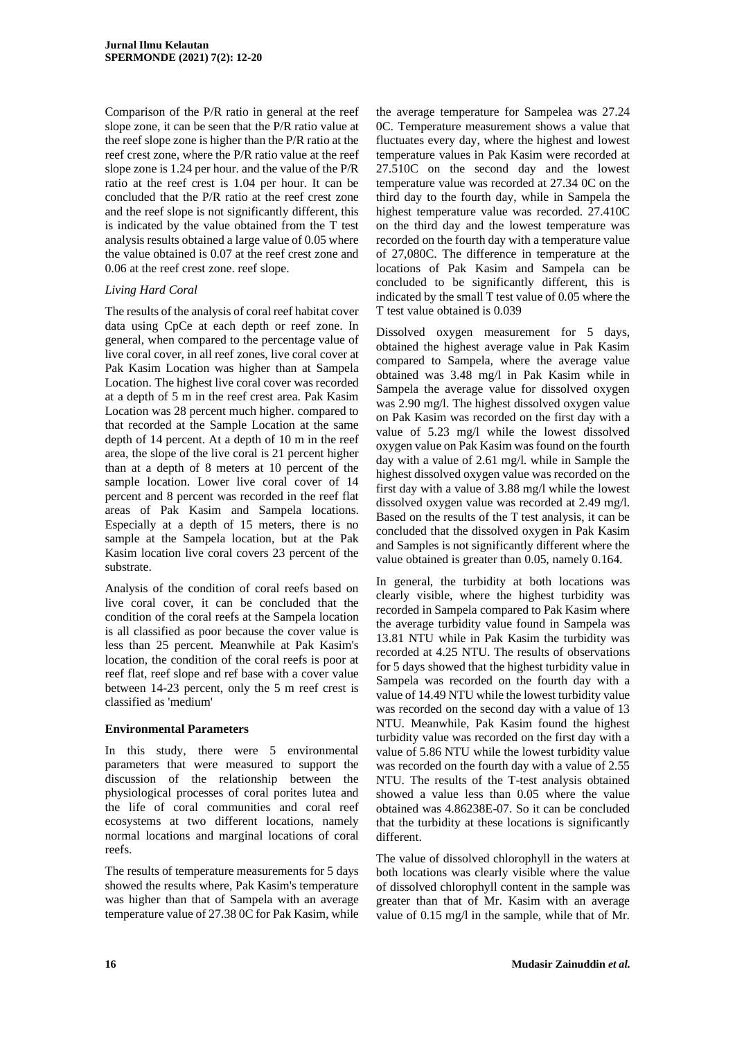Comparison of the P/R ratio in general at the reef slope zone, it can be seen that the P/R ratio value at the reef slope zone is higher than the P/R ratio at the reef crest zone, where the P/R ratio value at the reef slope zone is 1.24 per hour. and the value of the P/R ratio at the reef crest is 1.04 per hour. It can be concluded that the P/R ratio at the reef crest zone and the reef slope is not significantly different, this is indicated by the value obtained from the T test analysis results obtained a large value of 0.05 where the value obtained is 0.07 at the reef crest zone and 0.06 at the reef crest zone. reef slope.

*Living Hard Coral*

The results of the analysis of coral reef habitat cover data using CpCe at each depth or reef zone. In general, when compared to the percentage value of live coral cover, in all reef zones, live coral cover at Pak Kasim Location was higher than at Sampela Location. The highest live coral cover was recorded at a depth of 5 m in the reef crest area. Pak Kasim Location was 28 percent much higher. compared to that recorded at the Sample Location at the same depth of 14 percent. At a depth of 10 m in the reef area, the slope of the live coral is 21 percent higher than at a depth of 8 meters at 10 percent of the sample location. Lower live coral cover of 14 percent and 8 percent was recorded in the reef flat areas of Pak Kasim and Sampela locations. Especially at a depth of 15 meters, there is no sample at the Sampela location, but at the Pak Kasim location live coral covers 23 percent of the substrate.

Analysis of the condition of coral reefs based on live cover, it can be concluded that the condition of the coral reefs at the Sampela location is all classified as poor because the cover value is less than 25 percent. Meanwhile at Pak Kasim's location, the condition of the coral reefs is poor at reef flat, reef slope and ref base with a cover value between 14-23 percent, only the 5 m reef crest is classified as 'medium'

**Environmental Parameters**

In this study, there were 5 environmental parameters that were measured to support the discussion of the relationship between the physiological processes of coral porites lutea and the life of coral communities and coral reef ecosystems at two different locations, namely normal locations and marginal locations of coral reefs.

The results of temperature measurements for 5 days showed the results where, Pak Kasim's temperature was higher than that of Sampela with an average temperature value of 27.38 0C for Pak Kasim, while the average temperature for Sampelea was 27.24 0C. Temperature measurement shows a value that fluctuates every day, where the highest and lowest temperature values in Pak Kasim were recorded at 27.510C on the second day and the lowest temperature value was recorded at 27.34 0C on the third day to the fourth day, while in Sampela the highest temperature value was recorded. 27.410C on the third day and the lowest temperature was recorded on the fourth day with a temperature value of 27,080C. The difference in temperature at the locations of Pak Kasim and Sampela can be concluded to be significantly different, this is indicated by the small T test value of 0.05 where the T test value obtained is 0.039

Dissolved oxygen measurement for 5 days, obtained the highest average value in Pak Kasim compared to Sampela, where the average value obtained was 3.48 mg/l in Pak Kasim while in Sampela the average value for dissolved oxygen was 2.90 mg/l. The highest dissolved oxygen value on Pak Kasim was recorded on the first day with a value of 5.23 mg/l while the lowest dissolved oxygen value on Pak Kasim was found on the fourth day with a value of 2.61 mg/l. while in Sample the highest dissolved oxygen value was recorded on the first day with a value of 3.88 mg/l while the lowest dissolved oxygen value was recorded at 2.49 mg/l. Based on the results of the T test analysis, it can be concluded that the dissolved oxygen in Pak Kasim and Samples is not significantly different where the value obtained is greater than 0.05, namely 0.164.

In general, the turbidity at both locations was clearly visible, where the highest turbidity was recorded in Sampela compared to Pak Kasim where the average turbidity value found in Sampela was 13.81 NTU while in Pak Kasim the turbidity was recorded at 4.25 NTU. The results of observations for 5 days showed that the highest turbidity value in Sampela was recorded on the fourth day with a value of 14.49 NTU while the lowest turbidity value was recorded on the second day with a value of 13 NTU. Meanwhile, Pak Kasim found the highest turbidity value was recorded on the first day with a value of 5.86 NTU while the lowest turbidity value was recorded on the fourth day with a value of 2.55 NTU. The results of the T-test analysis obtained showed a value less than 0.05 where the value obtained was 4.86238E-07. So it can be concluded that the turbidity at these locations is significantly different.

The value of dissolved chlorophyll in the waters at both locations was clearly visible where the value of dissolved chlorophyll content in the sample was greater than that of Mr. Kasim with an average value of 0.15 mg/l in the sample, while that of Mr.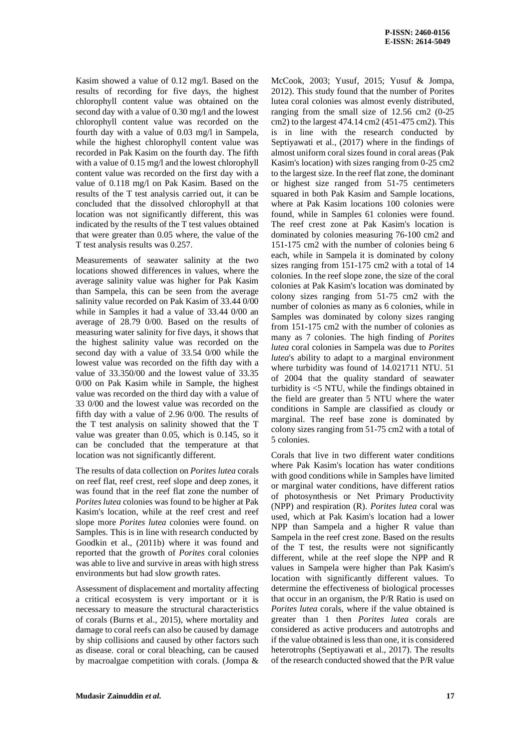Kasim showed a value of 0.12 mg/l. Based on the results of recording for five days, the highest chlorophyll content value was obtained on the second day with a value of 0.30 mg/l and the lowest chlorophyll content value was recorded on the fourth day with a value of 0.03 mg/l in Sampela, while the highest chlorophyll content value was recorded in Pak Kasim on the fourth day. The fifth with a value of 0.15 mg/l and the lowest chlorophyll content value was recorded on the first day with a value of 0.118 mg/l on Pak Kasim. Based on the results of the T test analysis carried out, it can be concluded that the dissolved chlorophyll at that location was not significantly different, this was indicated by the results of the T test values obtained that were greater than 0.05 where, the value of the T test analysis results was 0.257.

Measurements of seawater salinity at the two locations showed differences in values, where the average salinity value was higher for Pak Kasim than Sampela, this can be seen from the average salinity value recorded on Pak Kasim of 33.44 0/00 while in Samples it had a value of 33.44 0/00 an average of 28.79 0/00. Based on the results of measuring water salinity for five days, it shows that the highest salinity value was recorded on the second day with a value of 33.54 0/00 while the lowest value was recorded on the fifth day with a value of 33.350/00 and the lowest value of 33.35 0/00 on Pak Kasim while in Sample, the highest value was recorded on the third day with a value of 33 0/00 and the lowest value was recorded on the fifth day with a value of 2.96 0/00. The results of the T test analysis on salinity showed that the T value was greater than 0.05, which is 0.145, so it can be concluded that the temperature at that location was not significantly different.

The results of data collection on *Porites lutea* corals on reef flat, reef crest, reef slope and deep zones, it was found that in the reef flat zone the number of *Porites lutea* colonies was found to be higher at Pak Kasim's location, while at the reef crest and reef slope more *Porites lutea* colonies were found. on Samples. This is in line with research conducted by Goodkin et al., (2011b) where it was found and reported that the growth of *Porites* coral colonies was able to live and survive in areas with high stress environments but had slow growth rates.

Assessment of displacement and mortality affecting a critical ecosystem is very important or it is necessary to measure the structural characteristics of corals (Burns et al., 2015), where mortality and damage to coral reefs can also be caused by damage by ship collisions and caused by other factors such as disease. coral or coral bleaching, can be caused by macroalgae competition with corals. (Jompa & McCook, 2003; Yusuf, 2015; Yusuf & Jompa, 2012). This study found that the number of Porites lutea coral colonies was almost evenly distributed, ranging from the small size of 12.56 cm2 (0-25 cm2) to the largest 474.14 cm2 (451-475 cm2). This is in line with the research conducted by Septiyawati et al., (2017) where in the findings of almost uniform coral sizes found in coral areas (Pak Kasim's location) with sizes ranging from 0-25 cm2 to the largest size. In the reef flat zone, the dominant or highest size ranged from 51-75 centimeters squared in both Pak Kasim and Sample locations, where at Pak Kasim locations 100 colonies were found, while in Samples 61 colonies were found. The reef crest zone at Pak Kasim's location is dominated by colonies measuring 76-100 cm2 and 151-175 cm2 with the number of colonies being 6 each, while in Sampela it is dominated by colony sizes ranging from 151-175 cm2 with a total of 14 colonies. In the reef slope zone, the size of the coral colonies at Pak Kasim's location was dominated by colony sizes ranging from 51-75 cm2 with the number of colonies as many as 6 colonies, while in Samples was dominated by colony sizes ranging from 151-175 cm2 with the number of colonies as many as 7 colonies. The high finding of *Porites lutea* coral colonies in Sampela was due to *Porites lutea*'s ability to adapt to a marginal environment where turbidity was found of 14.021711 NTU. 51 of 2004 that the quality standard of seawater turbidity is <5 NTU, while the findings obtained in the field are greater than 5 NTU where the water conditions in Sample are classified as cloudy or marginal. The reef base zone is dominated by colony sizes ranging from 51-75 cm2 with a total of 5 colonies.

Corals that live in two different water conditions where Pak Kasim's location has water conditions with good conditions while in Samples have limited or marginal water conditions, have different ratios of photosynthesis or Net Primary Productivity (NPP) and respiration (R). *Porites lutea* coral was used, which at Pak Kasim's location had a lower NPP than Sampela and a higher R value than Sampela in the reef crest zone. Based on the results of the T test, the results were not significantly different, while at the reef slope the NPP and R values in Sampela were higher than Pak Kasim's location with significantly different values. To determine the effectiveness of biological processes that occur in an organism, the P/R Ratio is used on *Porites lutea* corals, where if the value obtained is greater than 1 then *Porites lutea* corals are considered as active producers and autotrophs and if the value obtained is less than one, it is considered heterotrophs (Septiyawati et al., 2017). The results of the research conducted showed that the P/R value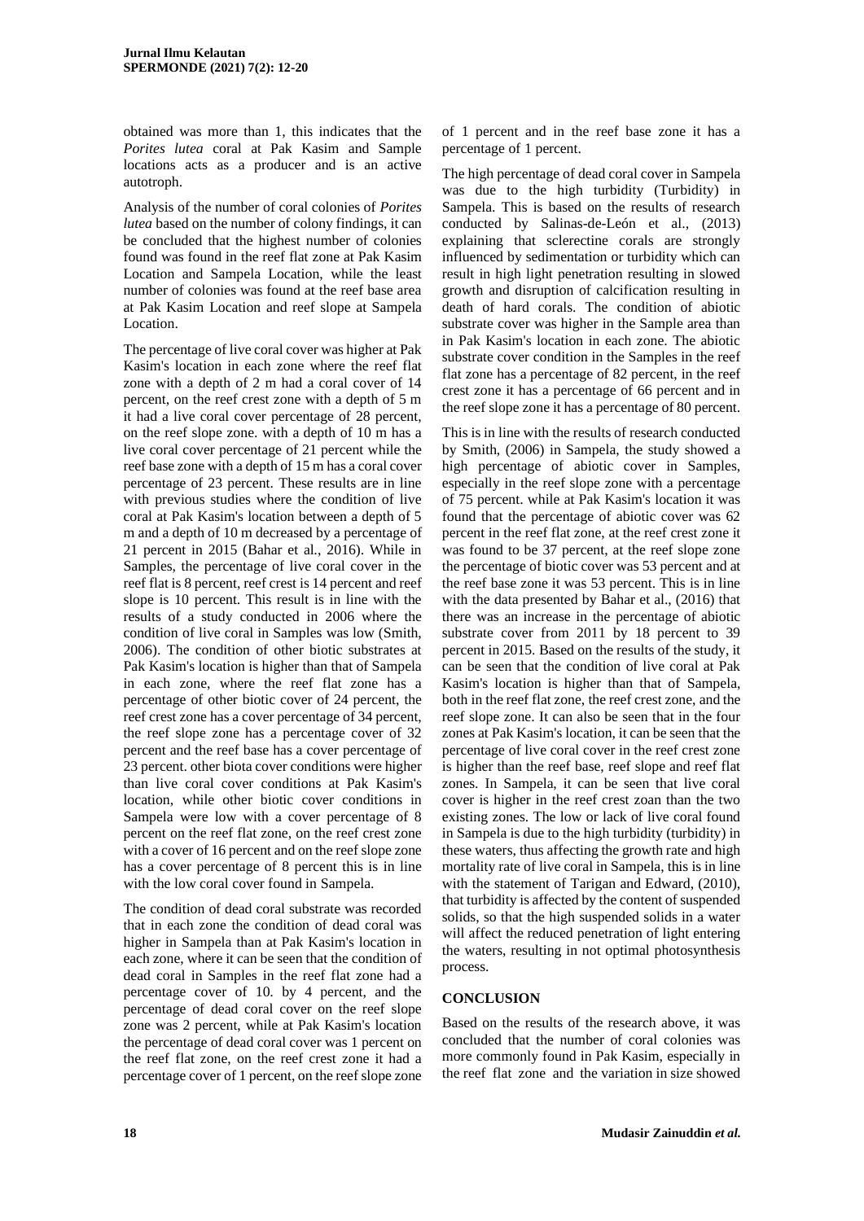obtained was more than 1, this indicates that the *Porites lutea* coral at Pak Kasim and Sample locations acts as a producer and is an active autotroph.

Analysis of the number of coral colonies of *Porites lutea* based on the number of colony findings, it can be concluded that the highest number of colonies found was found in the reef flat zone at Pak Kasim Location and Sampela Location, while the least number of colonies was found at the reef base area at Pak Kasim Location and reef slope at Sampela Location.

The percentage of live coral cover was higher at Pak Kasim's location in each zone where the reef flat zone with a depth of 2 m had a coral cover of 14 percent, on the reef crest zone with a depth of 5 m it had a live coral cover percentage of 28 percent, on the reef slope zone. with a depth of 10 m has a live coral cover percentage of 21 percent while the reef base zone with a depth of 15 m has a coral cover percentage of 23 percent. These results are in line with previous studies where the condition of live coral at Pak Kasim's location between a depth of 5 m and a depth of 10 m decreased by a percentage of 21 percent in 2015 (Bahar et al., 2016). While in Samples, the percentage of live coral cover in the reef flat is 8 percent, reef crest is 14 percent and reef slope is 10 percent. This result is in line with the results of a study conducted in 2006 where the condition of live coral in Samples was low (Smith, 2006). The condition of other biotic substrates at Pak Kasim's location is higher than that of Sampela in each zone, where the reef flat zone has a percentage of other biotic cover of 24 percent, the reef crest zone has a cover percentage of 34 percent, the reef slope zone has a percentage cover of 32 percent and the reef base has a cover percentage of 23 percent. other biota cover conditions were higher than live coral cover conditions at Pak Kasim's location, while other biotic cover conditions in Sampela were low with a cover percentage of 8 percent on the reef flat zone, on the reef crest zone with a cover of 16 percent and on the reef slope zone has a cover percentage of 8 percent this is in line with the low coral cover found in Sampela.

The condition of dead coral substrate was recorded that in each zone the condition of dead coral was higher in Sampela than at Pak Kasim's location in each zone, where it can be seen that the condition of dead coral in Samples in the reef flat zone had a percentage cover of 10. by 4 percent, and the percentage of dead coral cover on the reef slope zone was 2 percent, while at Pak Kasim's location the percentage of dead coral cover was 1 percent on the reef flat zone, on the reef crest zone it had a percentage cover of 1 percent, on the reef slope zone of 1 percent and in the reef base zone it has a percentage of 1 percent.

The high percentage of dead coral cover in Sampela was due to the high turbidity (Turbidity) in Sampela. This is based on the results of research conducted by Salinas-de-León et al., (2013) explaining that sclerectine corals are strongly influenced by sedimentation or turbidity which can result in high light penetration resulting in slowed growth and disruption of calcification resulting in death of hard corals. The condition of abiotic substrate cover was higher in the Sample area than in Pak Kasim's location in each zone. The abiotic substrate cover condition in the Samples in the reef flat zone has a percentage of 82 percent, in the reef crest zone it has a percentage of 66 percent and in the reef slope zone it has a percentage of 80 percent.

This is in line with the results of research conducted by Smith, (2006) in Sampela, the study showed a high percentage of abiotic cover in Samples, especially in the reef slope zone with a percentage of 75 percent. while at Pak Kasim's location it was found that the percentage of abiotic cover was 62 percent in the reef flat zone, at the reef crest zone it was found to be 37 percent, at the reef slope zone the percentage of biotic cover was 53 percent and at the reef base zone it was 53 percent. This is in line with the data presented by Bahar et al., (2016) that there was an increase in the percentage of abiotic substrate cover from 2011 by 18 percent to 39 percent in 2015. Based on the results of the study, it can be seen that the condition of live coral at Pak Kasim's location is higher than that of Sampela, both in the reef flat zone, the reef crest zone, and the reef slope zone. It can also be seen that in the four zones at Pak Kasim's location, it can be seen that the percentage of live coral cover in the reef crest zone is higher than the reef base, reef slope and reef flat zones. In Sampela, it can be seen that live coral cover is higher in the reef crest zoan than the two existing zones. The low or lack of live coral found in Sampela is due to the high turbidity (turbidity) in these waters, thus affecting the growth rate and high mortality rate of live coral in Sampela, this is in line with the statement of Tarigan and Edward, (2010), that turbidity is affected by the content of suspended solids, so that the high suspended solids in a water will affect the reduced penetration of light entering the waters, resulting in not optimal photosynthesis process.

## CONCLUSION

Based on the results of the research above, it was concluded that the number of coral colonies was more commonly found in Pak Kasim, especially in the reef flat zone and the variation in size showed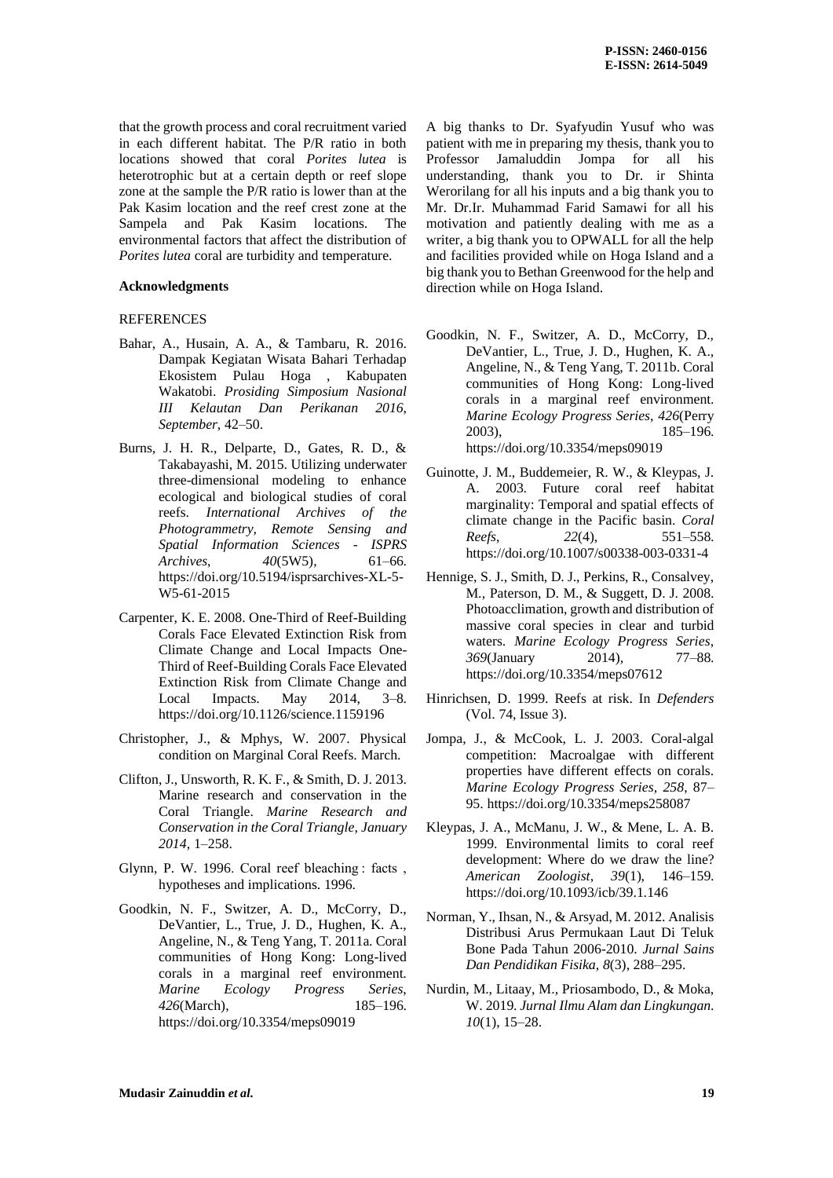that the growth process and coral recruitment varied in each different habitat. The P/R ratio in both locations showed that coral *Porites lutea* is heterotrophic but at a certain depth or reef slope zone at the sample the P/R ratio is lower than at the Pak Kasim location and the reef crest zone at the Sampela and Pak Kasim locations. The environmental factors that affect the distribution of *Porites lutea* coral are turbidity and temperature.

**Acknowledgments**

A big thanks to Dr. Syafyudin Yusuf who was patient with me in preparing my thesis, thank you to Professor Jamaluddin Jompa for all his understanding, thank you to Dr. ir Shinta Werorilang for all his inputs and a big thank you to Mr. Dr.Ir. Muhammad Farid Samawi for all his motivation and patiently dealing with me as a writer, a big thank you to OPWALL for all the help and facilities provided while on Hoga Island and a big thank you to Bethan Greenwood for the help and direction while on Hoga Island.

REFERENCES

Bahar, A., Husain, A. A., & Tambaru, R. 2016. Dampak Kegiatan Wisata Bahari Terhadap Ekosistem Pulau Hoga , Kabupaten Wakatobi. *Prosiding Simposium Nasional III Kelautan Dan Perikanan 2016, September*, 42–50.

Burns, J. H. R., Delparte, D., Gates, R. D., & Takabayashi, M. 2015. Utilizing underwater three-dimensional modeling to enhance ecological and biological studies of coral reefs. *International Archives of the Photogrammetry, Remote Sensing and Spatial Information Sciences - ISPRS Archives*, *40*(5W5), 61–66. https://doi.org/10.5194/isprsarchives-XL-5-W5-61-2015

Carpenter, K. E. 2008. One-Third of Reef-Building Corals Face Elevated Extinction Risk from Climate Change and Local Impacts One-Third of Reef-Building Corals Face Elevated Extinction Risk from Climate Change and Local Impacts. May 2014, 3–8. https://doi.org/10.1126/science.1159196

Christopher, J., & Mphys, W. 2007. Physical condition on Marginal Coral Reefs. March.

Clifton, J., Unsworth, R. K. F., & Smith, D. J. 2013. Marine research and conservation in the Coral Triangle. *Marine Research and Conservation in the Coral Triangle, January 2014*, 1–258.

Glynn, P. W. 1996. Coral reef bleaching : facts , hypotheses and implications. 1996.

Goodkin, N. F., Switzer, A. D., McCorry, D., DeVantier, L., True, J. D., Hughen, K. A., Angeline, N., & Teng Yang, T. 2011a. Coral communities of Hong Kong: Long-lived corals in a marginal reef environment. *Marine Ecology Progress Series*, *426*(March), 185–196. https://doi.org/10.3354/meps09019

Goodkin, N. F., Switzer, A. D., McCorry, D., DeVantier, L., True, J. D., Hughen, K. A., Angeline, N., & Teng Yang, T. 2011b. Coral communities of Hong Kong: Long-lived corals in a marginal reef environment. *Marine Ecology Progress Series*, *426*(Perry 2003), 185–196. https://doi.org/10.3354/meps09019

Guinotte, J. M., Buddemeier, R. W., & Kleypas, J. A. 2003. Future coral reef habitat marginality: Temporal and spatial effects of climate change in the Pacific basin. *Coral Reefs*, *22*(4), 551–558. https://doi.org/10.1007/s00338-003-0331-4

Hennige, S. J., Smith, D. J., Perkins, R., Consalvey, M., Paterson, D. M., & Suggett, D. J. 2008. Photoacclimation, growth and distribution of massive coral species in clear and turbid waters. *Marine Ecology Progress Series*, *369*(January 2014), 77–88. https://doi.org/10.3354/meps07612

Hinrichsen, D. 1999. Reefs at risk. In *Defenders* (Vol. 74, Issue 3).

Jompa, J., & McCook, L. J. 2003. Coral-algal competition: Macroalgae with different properties have different effects on corals. *Marine Ecology Progress Series*, *258*, 87–95. https://doi.org/10.3354/meps258087

Kleypas, J. A., McManu, J. W., & Mene, L. A. B. 1999. Environmental limits to coral reef development: Where do we draw the line? *American Zoologist*, *39*(1), 146–159. https://doi.org/10.1093/icb/39.1.146

Norman, Y., Ihsan, N., & Arsyad, M. 2012. Analisis Distribusi Arus Permukaan Laut Di Teluk Bone Pada Tahun 2006-2010. *Jurnal Sains Dan Pendidikan Fisika*, *8*(3), 288–295.

Nurdin, M., Litaay, M., Priosambodo, D., & Moka, W. 2019. *Jurnal Ilmu Alam dan Lingkungan*. *10*(1), 15–28.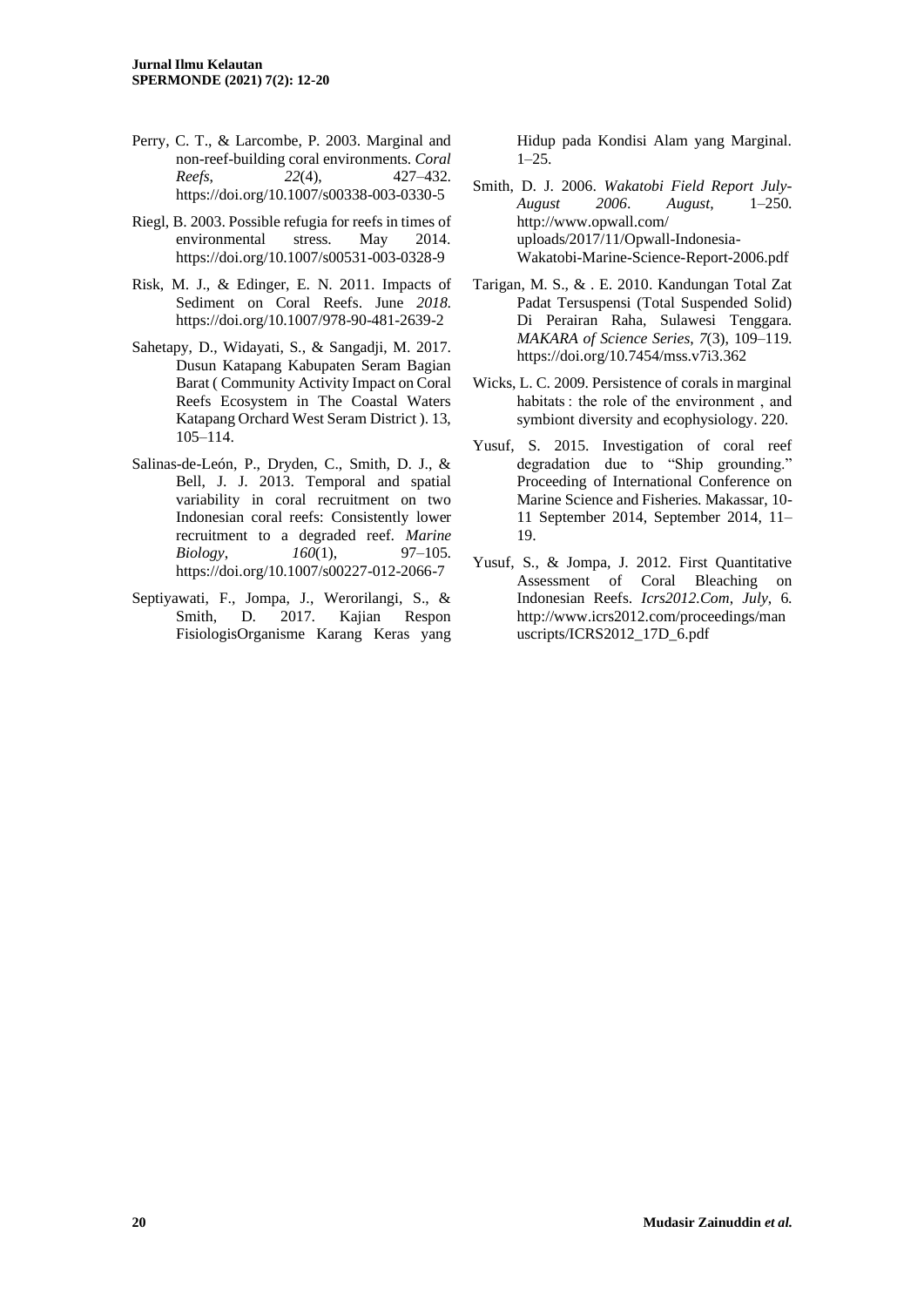Perry, C. T., & Larcombe, P. 2003. Marginal and non-reef-building coral environments. *Coral Reefs*, *22*(4), 427–432. https://doi.org/10.1007/s00338-003-0330-5

Riegl, B. 2003. Possible refugia for reefs in times of environmental stress. May 2014. https://doi.org/10.1007/s00531-003-0328-9

Risk, M. J., & Edinger, E. N. 2011. Impacts of Sediment on Coral Reefs. June *2018*. https://doi.org/10.1007/978-90-481-2639-2

Sahetapy, D., Widayati, S., & Sangadji, M. 2017. Dusun Katapang Kabupaten Seram Bagian Barat ( Community Activity Impact on Coral Reefs Ecosystem in The Coastal Waters Katapang Orchard West Seram District ). 13, 105–114.

Salinas-de-León, P., Dryden, C., Smith, D. J., & Bell, J. J. 2013. Temporal and spatial variability in coral recruitment on two Indonesian coral reefs: Consistently lower recruitment to a degraded reef. *Marine Biology*, *160*(1), 97–105. https://doi.org/10.1007/s00227-012-2066-7

Septiyawati, F., Jompa, J., Werorilangi, S., & Smith, D. 2017. Kajian Respon FisiologisOrganisme Karang Keras yang Hidup pada Kondisi Alam yang Marginal. 1–25.

Smith, D. J. 2006. *Wakatobi Field Report July-August 2006*. *August*, 1–250. http://www.opwall.com/ uploads/2017/11/Opwall-Indonesia-Wakatobi-Marine-Science-Report-2006.pdf

Tarigan, M. S., & . E. 2010. Kandungan Total Zat Padat Tersuspensi (Total Suspended Solid) Di Perairan Raha, Sulawesi Tenggara. *MAKARA of Science Series*, *7*(3), 109–119. https://doi.org/10.7454/mss.v7i3.362

Wicks, L. C. 2009. Persistence of corals in marginal habitats : the role of the environment , and symbiont diversity and ecophysiology. 220.

Yusuf, S. 2015. Investigation of coral reef degradation due to "Ship grounding." Proceeding of International Conference on Marine Science and Fisheries. Makassar, 10-11 September 2014, September 2014, 11–19.

Yusuf, S., & Jompa, J. 2012. First Quantitative Assessment of Coral Bleaching on Indonesian Reefs. *Icrs2012.Com*, *July*, 6. http://www.icrs2012.com/proceedings/manuscripts/ICRS2012_17D_6.pdf